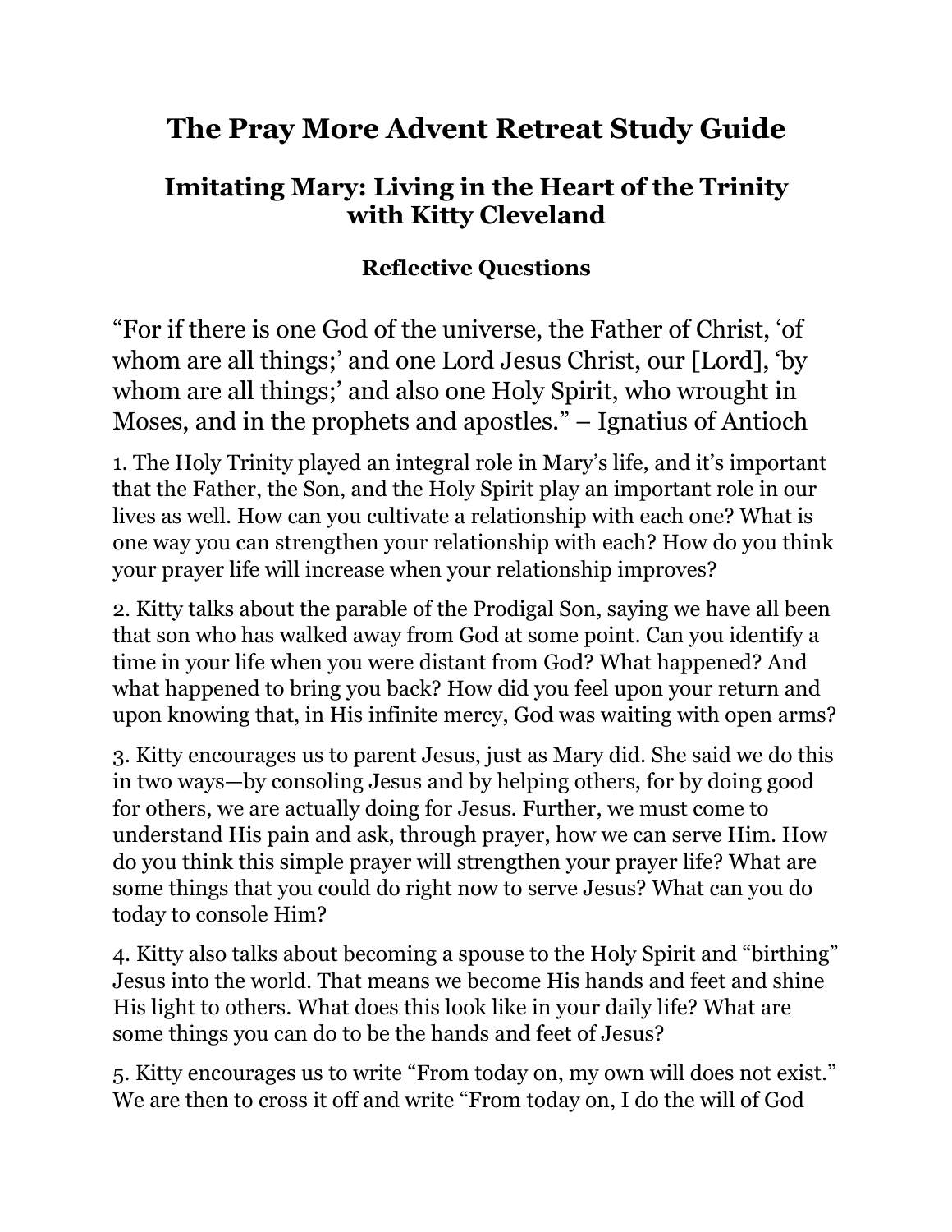# The Pray More Advent Retreat Study Guide

## Imitating Mary: Living in the Heart of the Trinity with Kitty Cleveland

### Reflective Questions

"For if there is one God of the universe, the Father of Christ, 'of whom are all things;' and one Lord Jesus Christ, our [Lord], 'by whom are all things;' and also one Holy Spirit, who wrought in Moses, and in the prophets and apostles." – Ignatius of Antioch

1. The Holy Trinity played an integral role in Mary's life, and it's important that the Father, the Son, and the Holy Spirit play an important role in our lives as well. How can you cultivate a relationship with each one? What is one way you can strengthen your relationship with each? How do you think your prayer life will increase when your relationship improves?

2. Kitty talks about the parable of the Prodigal Son, saying we have all been that son who has walked away from God at some point. Can you identify a time in your life when you were distant from God? What happened? And what happened to bring you back? How did you feel upon your return and upon knowing that, in His infinite mercy, God was waiting with open arms?

3. Kitty encourages us to parent Jesus, just as Mary did. She said we do this in two ways—by consoling Jesus and by helping others, for by doing good for others, we are actually doing for Jesus. Further, we must come to understand His pain and ask, through prayer, how we can serve Him. How do you think this simple prayer will strengthen your prayer life? What are some things that you could do right now to serve Jesus? What can you do today to console Him?

4. Kitty also talks about becoming a spouse to the Holy Spirit and "birthing" Jesus into the world. That means we become His hands and feet and shine His light to others. What does this look like in your daily life? What are some things you can do to be the hands and feet of Jesus?

5. Kitty encourages us to write "From today on, my own will does not exist." We are then to cross it off and write "From today on, I do the will of God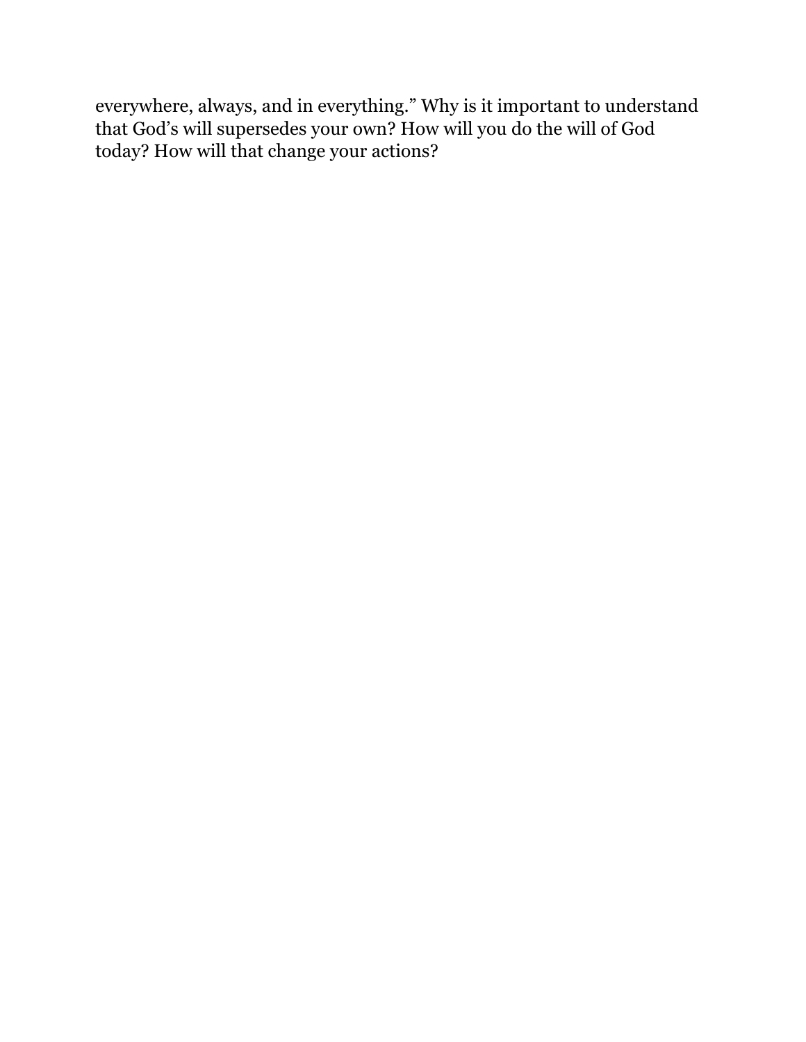everywhere, always, and in everything." Why is it important to understand that God's will supersedes your own? How will you do the will of God today? How will that change your actions?